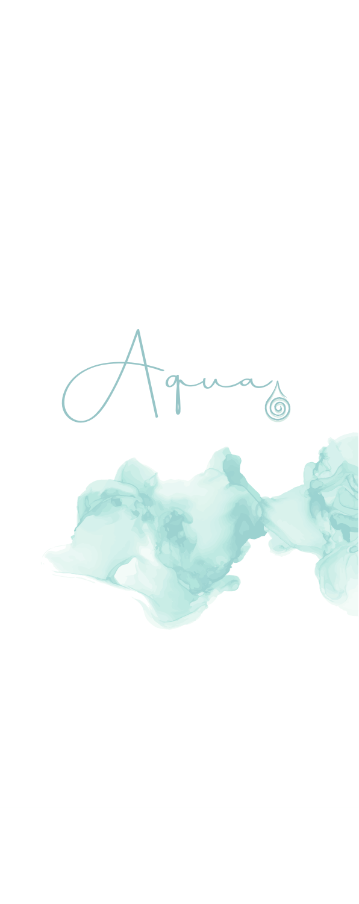# Aqua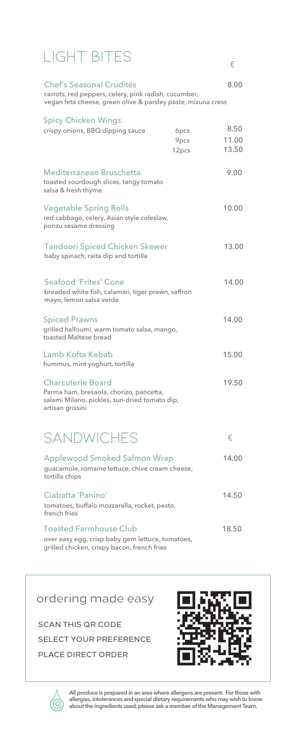# LIGHT BITES

€

**Chef's Seasonal Crudités** — 8.00
carrots, red peppers, celery, pink radish, cucumber, vegan feta cheese, green olive & parsley paste, mizuna cress

**Spicy Chicken Wings**
crispy onions, BBQ dipping sauce

| Portion | € |
|---|---|
| 6pcs | 8.50 |
| 9pcs | 11.00 |
| 12pcs | 13.50 |

**Mediterranean Bruschetta** — 9.00
toasted sourdough slices, tangy tomato salsa & fresh thyme

**Vegetable Spring Rolls** — 10.00
red cabbage, celery, Asian style coleslaw, ponzu sesame dressing

**Tandoori Spiced Chicken Skewer** — 13.00
baby spinach, raita dip and tortilla

**Seafood 'Frites' Cone** — 14.00
breaded white fish, calamari, tiger prawn, saffron mayo, lemon salsa verde

**Spiced Prawns** — 14.00
grilled halloumi, warm tomato salsa, mango, toasted Maltese bread

**Lamb Kofta Kebab** — 15.00
hummus, mint yoghurt, tortilla

**Charcuterie Board** — 19.50
Parma ham, bresaola, chorizo, pancetta, salami Milano, pickles, sun-dried tomato dip, artisan grissini

# SANDWICHES

€

**Applewood Smoked Salmon Wrap** — 14.00
guacamole, romaine lettuce, chive cream cheese, tortilla chips

**Ciabatta 'Panino'** — 14.50
tomatoes, buffalo mozzarella, rocket, pesto, french fries

**Toasted Farmhouse Club** — 18.50
over easy egg, crisp baby gem lettuce, tomatoes, grilled chicken, crispy bacon, french fries

## ordering made easy

SCAN THIS QR CODE
SELECT YOUR PREFERENCE
PLACE DIRECT ORDER

**All produce is prepared in an area where allergens are present. For those with allergies, intolerances and special dietary requirements who may wish to know about the ingredients used, please ask a member of the Management Team.**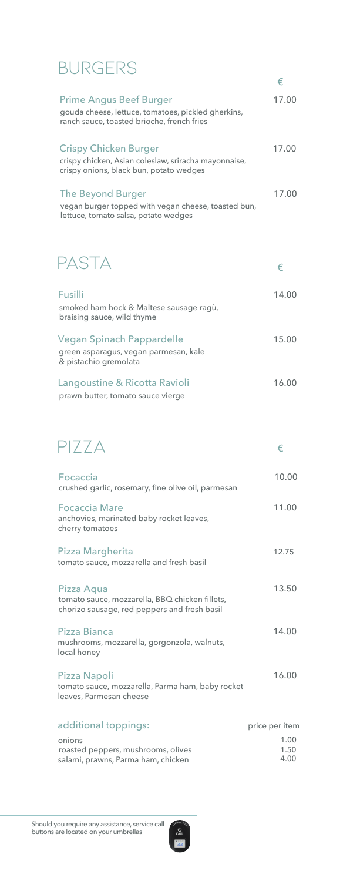## BURGERS

€

**Prime Angus Beef Burger** — 17.00
gouda cheese, lettuce, tomatoes, pickled gherkins, ranch sauce, toasted brioche, french fries

**Crispy Chicken Burger** — 17.00
crispy chicken, Asian coleslaw, sriracha mayonnaise, crispy onions, black bun, potato wedges

**The Beyond Burger** — 17.00
vegan burger topped with vegan cheese, toasted bun, lettuce, tomato salsa, potato wedges

## PASTA

€

**Fusilli** — 14.00
smoked ham hock & Maltese sausage ragù, braising sauce, wild thyme

**Vegan Spinach Pappardelle** — 15.00
green asparagus, vegan parmesan, kale & pistachio gremolata

**Langoustine & Ricotta Ravioli** — 16.00
prawn butter, tomato sauce vierge

## PIZZA

€

**Focaccia** — 10.00
crushed garlic, rosemary, fine olive oil, parmesan

**Focaccia Mare** — 11.00
anchovies, marinated baby rocket leaves, cherry tomatoes

**Pizza Margherita** — 12.75
tomato sauce, mozzarella and fresh basil

**Pizza Aqua** — 13.50
tomato sauce, mozzarella, BBQ chicken fillets, chorizo sausage, red peppers and fresh basil

**Pizza Bianca** — 14.00
mushrooms, mozzarella, gorgonzola, walnuts, local honey

**Pizza Napoli** — 16.00
tomato sauce, mozzarella, Parma ham, baby rocket leaves, Parmesan cheese

| additional toppings: | price per item |
|---|---|
| onions | 1.00 |
| roasted peppers, mushrooms, olives | 1.50 |
| salami, prawns, Parma ham, chicken | 4.00 |

Should you require any assistance, service call buttons are located on your umbrellas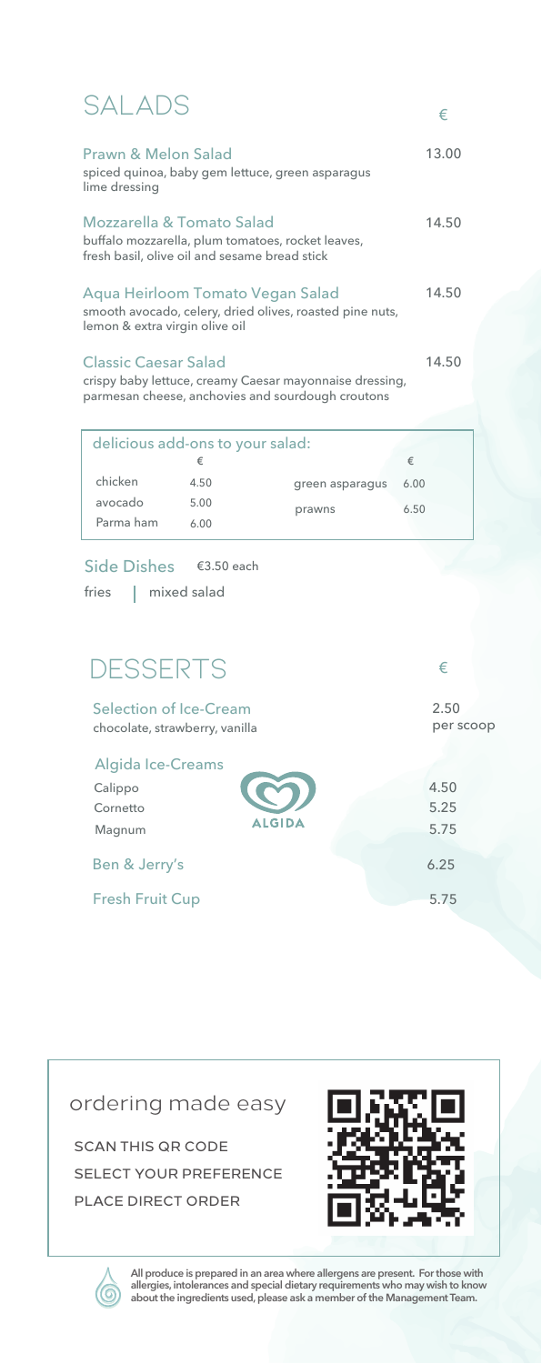# SALADS

€

**Prawn & Melon Salad** — 13.00
spiced quinoa, baby gem lettuce, green asparagus
lime dressing

**Mozzarella & Tomato Salad** — 14.50
buffalo mozzarella, plum tomatoes, rocket leaves,
fresh basil, olive oil and sesame bread stick

**Aqua Heirloom Tomato Vegan Salad** — 14.50
smooth avocado, celery, dried olives, roasted pine nuts,
lemon & extra virgin olive oil

**Classic Caesar Salad** — 14.50
crispy baby lettuce, creamy Caesar mayonnaise dressing,
parmesan cheese, anchovies and sourdough croutons

### delicious add-ons to your salad:

| | € | | € |
|---|---|---|---|
| chicken | 4.50 | green asparagus | 6.00 |
| avocado | 5.00 | prawns | 6.50 |
| Parma ham | 6.00 | | |

**Side Dishes** €3.50 each

fries | mixed salad

# DESSERTS

€

**Selection of Ice-Cream** — 2.50 per scoop
chocolate, strawberry, vanilla

**Algida Ice-Creams**

| | |
|---|---|
| Calippo | 4.50 |
| Cornetto | 5.25 |
| Magnum | 5.75 |

ALGIDA

**Ben & Jerry's** — 6.25

**Fresh Fruit Cup** — 5.75

## ordering made easy

SCAN THIS QR CODE
SELECT YOUR PREFERENCE
PLACE DIRECT ORDER

**All produce is prepared in an area where allergens are present. For those with allergies, intolerances and special dietary requirements who may wish to know about the ingredients used, please ask a member of the Management Team.**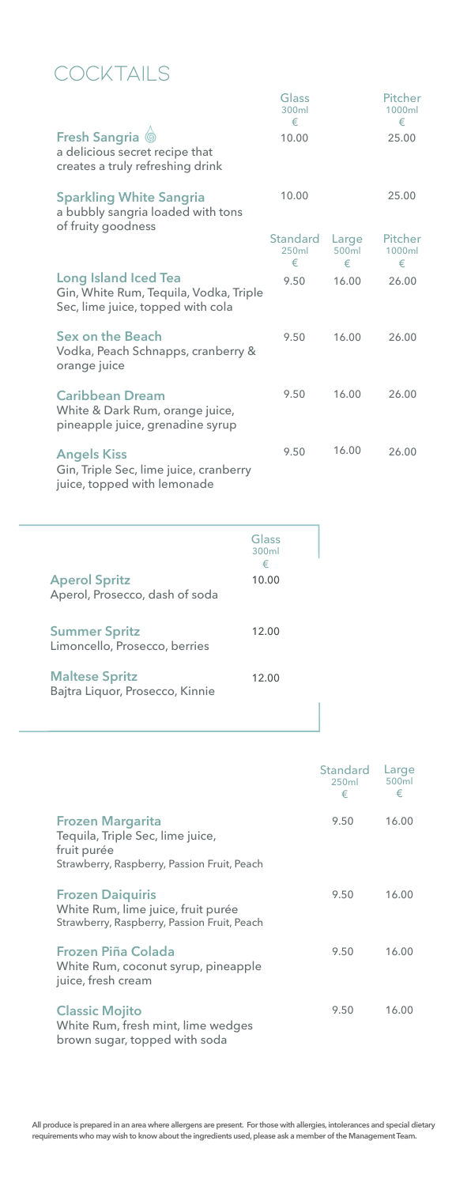# COCKTAILS

| | Glass 300ml € | | Pitcher 1000ml € |
|---|---|---|---|
| **Fresh Sangria** 🌀<br>a delicious secret recipe that creates a truly refreshing drink | 10.00 | | 25.00 |
| **Sparkling White Sangria**<br>a bubbly sangria loaded with tons of fruity goodness | 10.00 | | 25.00 |

| | Standard 250ml € | Large 500ml € | Pitcher 1000ml € |
|---|---|---|---|
| **Long Island Iced Tea**<br>Gin, White Rum, Tequila, Vodka, Triple Sec, lime juice, topped with cola | 9.50 | 16.00 | 26.00 |
| **Sex on the Beach**<br>Vodka, Peach Schnapps, cranberry & orange juice | 9.50 | 16.00 | 26.00 |
| **Caribbean Dream**<br>White & Dark Rum, orange juice, pineapple juice, grenadine syrup | 9.50 | 16.00 | 26.00 |
| **Angels Kiss**<br>Gin, Triple Sec, lime juice, cranberry juice, topped with lemonade | 9.50 | 16.00 | 26.00 |

| | Glass 300ml € |
|---|---|
| **Aperol Spritz**<br>Aperol, Prosecco, dash of soda | 10.00 |
| **Summer Spritz**<br>Limoncello, Prosecco, berries | 12.00 |
| **Maltese Spritz**<br>Bajtra Liquor, Prosecco, Kinnie | 12.00 |

| | Standard 250ml € | Large 500ml € |
|---|---|---|
| **Frozen Margarita**<br>Tequila, Triple Sec, lime juice, fruit purée<br>Strawberry, Raspberry, Passion Fruit, Peach | 9.50 | 16.00 |
| **Frozen Daiquiris**<br>White Rum, lime juice, fruit purée<br>Strawberry, Raspberry, Passion Fruit, Peach | 9.50 | 16.00 |
| **Frozen Piña Colada**<br>White Rum, coconut syrup, pineapple juice, fresh cream | 9.50 | 16.00 |
| **Classic Mojito**<br>White Rum, fresh mint, lime wedges brown sugar, topped with soda | 9.50 | 16.00 |

All produce is prepared in an area where allergens are present. For those with allergies, intolerances and special dietary requirements who may wish to know about the ingredients used, please ask a member of the Management Team.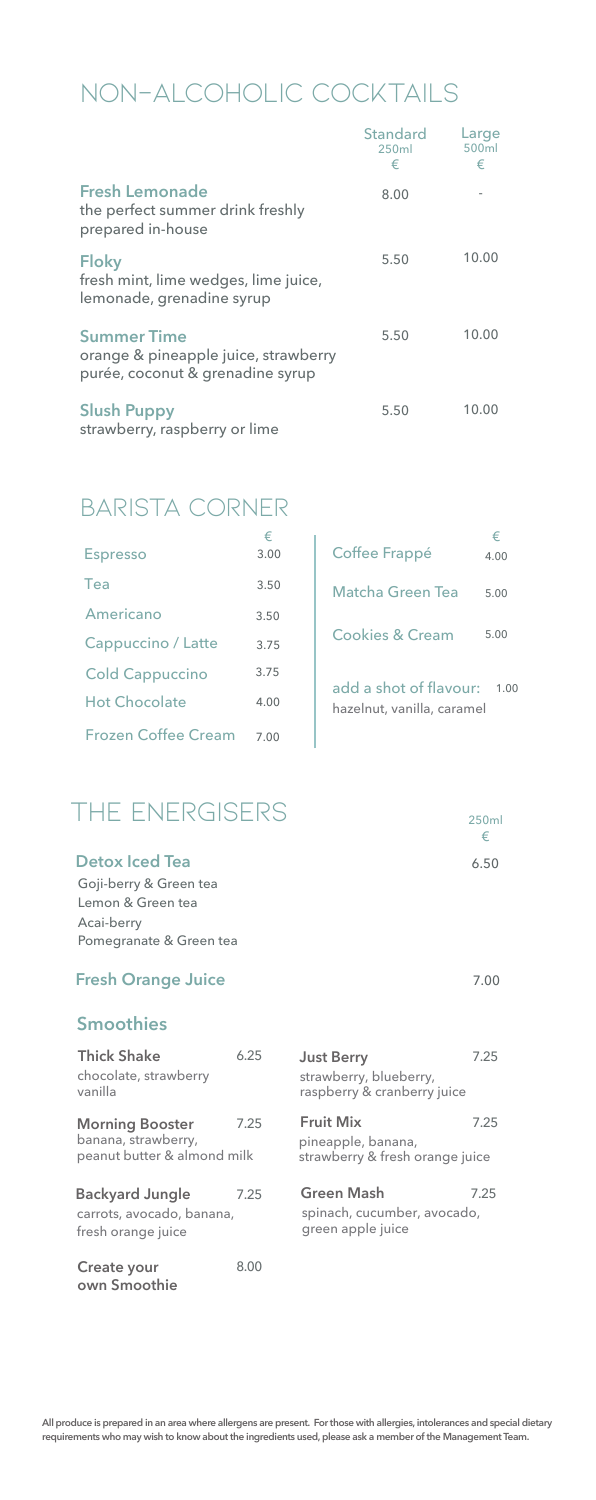# NON-ALCOHOLIC COCKTAILS

| | Standard 250ml € | Large 500ml € |
|---|---|---|
| **Fresh Lemonade**<br>the perfect summer drink freshly prepared in-house | 8.00 | - |
| **Floky**<br>fresh mint, lime wedges, lime juice, lemonade, grenadine syrup | 5.50 | 10.00 |
| **Summer Time**<br>orange & pineapple juice, strawberry purée, coconut & grenadine syrup | 5.50 | 10.00 |
| **Slush Puppy**<br>strawberry, raspberry or lime | 5.50 | 10.00 |

# BARISTA CORNER

| | € |
|---|---|
| Espresso | 3.00 |
| Tea | 3.50 |
| Americano | 3.50 |
| Cappuccino / Latte | 3.75 |
| Cold Cappuccino | 3.75 |
| Hot Chocolate | 4.00 |
| Frozen Coffee Cream | 7.00 |

| | € |
|---|---|
| Coffee Frappé | 4.00 |
| Matcha Green Tea | 5.00 |
| Cookies & Cream | 5.00 |
| add a shot of flavour:<br>hazelnut, vanilla, caramel | 1.00 |

# THE ENERGISERS

250ml €

**Detox Iced Tea** — 6.50

Goji-berry & Green tea
Lemon & Green tea
Acai-berry
Pomegranate & Green tea

**Fresh Orange Juice** — 7.00

## Smoothies

| | € |
|---|---|
| **Thick Shake**<br>chocolate, strawberry vanilla | 6.25 |
| **Morning Booster**<br>banana, strawberry, peanut butter & almond milk | 7.25 |
| **Backyard Jungle**<br>carrots, avocado, banana, fresh orange juice | 7.25 |
| **Create your own Smoothie** | 8.00 |
| **Just Berry**<br>strawberry, blueberry, raspberry & cranberry juice | 7.25 |
| **Fruit Mix**<br>pineapple, banana, strawberry & fresh orange juice | 7.25 |
| **Green Mash**<br>spinach, cucumber, avocado, green apple juice | 7.25 |

All produce is prepared in an area where allergens are present. For those with allergies, intolerances and special dietary requirements who may wish to know about the ingredients used, please ask a member of the Management Team.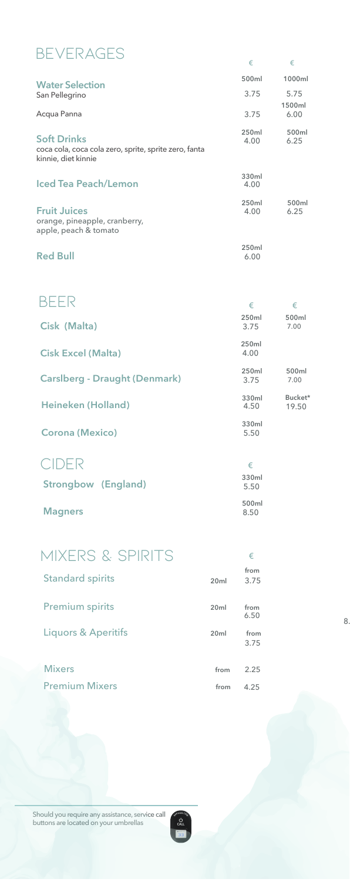# BEVERAGES

| | € | € |
|---|---|---|
| **Water Selection** | 500ml | 1000ml |
| San Pellegrino | 3.75 | 5.75 |
| | | 1500ml |
| Acqua Panna | 3.75 | 6.00 |
| **Soft Drinks** | 250ml | 500ml |
| coca cola, coca cola zero, sprite, sprite zero, fanta kinnie, diet kinnie | 4.00 | 6.25 |
| **Iced Tea Peach/Lemon** | 330ml | |
| | 4.00 | |
| **Fruit Juices** | 250ml | 500ml |
| orange, pineapple, cranberry, apple, peach & tomato | 4.00 | 6.25 |
| **Red Bull** | 250ml | |
| | 6.00 | |

# BEER

| | € | € |
|---|---|---|
| **Cisk (Malta)** | 250ml 3.75 | 500ml 7.00 |
| **Cisk Excel (Malta)** | 250ml 4.00 | |
| **Carslberg - Draught (Denmark)** | 250ml 3.75 | 500ml 7.00 |
| **Heineken (Holland)** | 330ml 4.50 | Bucket* 19.50 |
| **Corona (Mexico)** | 330ml 5.50 | |

# CIDER

| | € |
|---|---|
| **Strongbow (England)** | 330ml 5.50 |
| **Magners** | 500ml 8.50 |

# MIXERS & SPIRITS

| | | € |
|---|---|---|
| Standard spirits | 20ml | from 3.75 |
| Premium spirits | 20ml | from 6.50 |
| Liquors & Aperitifs | 20ml | from 3.75 |
| Mixers | from | 2.25 |
| Premium Mixers | from | 4.25 |

8.

Should you require any assistance, service call buttons are located on your umbrellas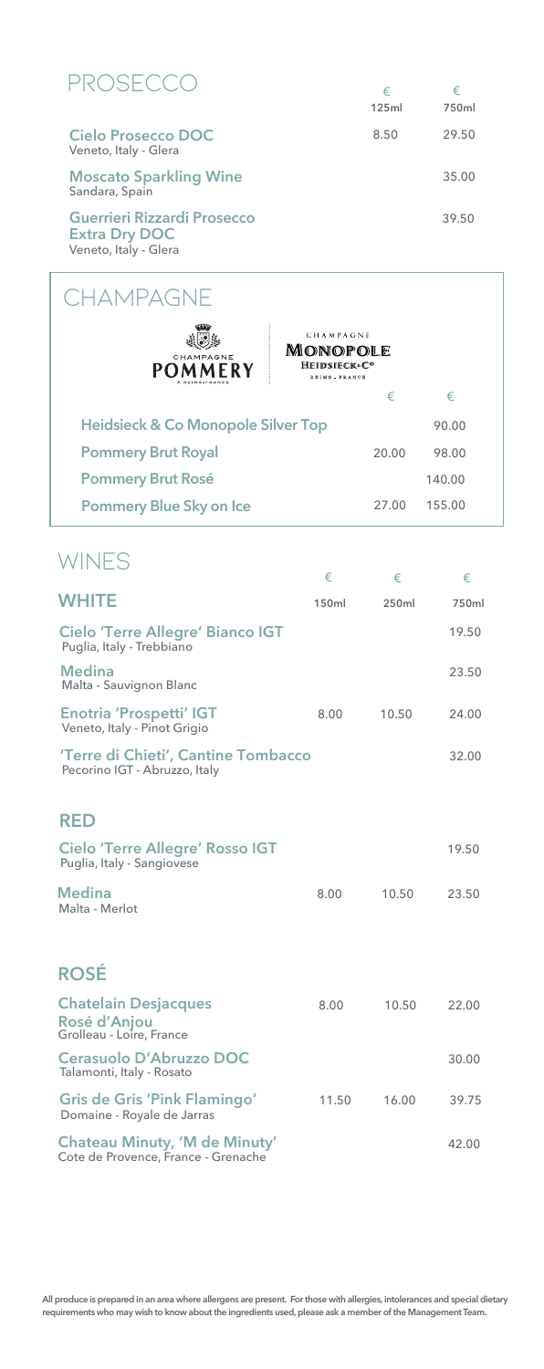# PROSECCO

| | € 125ml | € 750ml |
|---|---|---|
| **Cielo Prosecco DOC**<br>Veneto, Italy - Glera | 8.50 | 29.50 |
| **Moscato Sparkling Wine**<br>Sandara, Spain | | 35.00 |
| **Guerrieri Rizzardi Prosecco Extra Dry DOC**<br>Veneto, Italy - Glera | | 39.50 |

# CHAMPAGNE

CHAMPAGNE POMMERY REIMS - FRANCE

CHAMPAGNE MONOPOLE HEIDSIECK & Cº REIMS - FRANCE

| | € | € |
|---|---|---|
| **Heidsieck & Co Monopole Silver Top** | | 90.00 |
| **Pommery Brut Royal** | 20.00 | 98.00 |
| **Pommery Brut Rosé** | | 140.00 |
| **Pommery Blue Sky on Ice** | 27.00 | 155.00 |

# WINES

## WHITE

| | € 150ml | € 250ml | € 750ml |
|---|---|---|---|
| **Cielo 'Terre Allegre' Bianco IGT**<br>Puglia, Italy - Trebbiano | | | 19.50 |
| **Medina**<br>Malta - Sauvignon Blanc | | | 23.50 |
| **Enotria 'Prospetti' IGT**<br>Veneto, Italy - Pinot Grigio | 8.00 | 10.50 | 24.00 |
| **'Terre di Chieti', Cantine Tombacco**<br>Pecorino IGT - Abruzzo, Italy | | | 32.00 |

## RED

| | € 150ml | € 250ml | € 750ml |
|---|---|---|---|
| **Cielo 'Terre Allegre' Rosso IGT**<br>Puglia, Italy - Sangiovese | | | 19.50 |
| **Medina**<br>Malta - Merlot | 8.00 | 10.50 | 23.50 |

## ROSÉ

| | € 150ml | € 250ml | € 750ml |
|---|---|---|---|
| **Chatelain Desjacques Rosé d'Anjou**<br>Grolleau - Loire, France | 8.00 | 10.50 | 22.00 |
| **Cerasuolo D'Abruzzo DOC**<br>Talamonti, Italy - Rosato | | | 30.00 |
| **Gris de Gris 'Pink Flamingo'**<br>Domaine - Royale de Jarras | 11.50 | 16.00 | 39.75 |
| **Chateau Minuty, 'M de Minuty'**<br>Cote de Provence, France - Grenache | | | 42.00 |

All produce is prepared in an area where allergens are present. For those with allergies, intolerances and special dietary requirements who may wish to know about the ingredients used, please ask a member of the Management Team.